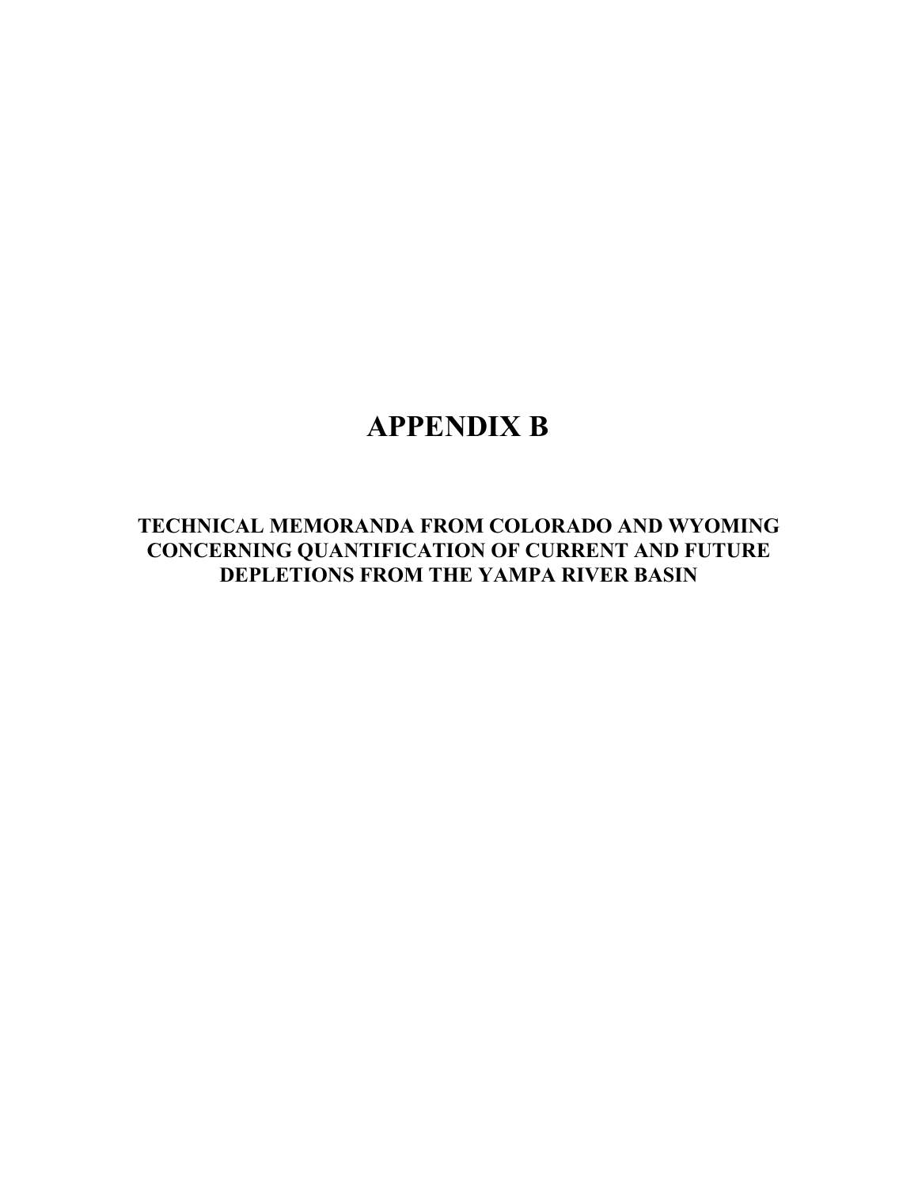# APPENDIX B

## TECHNICAL MEMORANDA FROM COLORADO AND WYOMING CONCERNING QUANTIFICATION OF CURRENT AND FUTURE DEPLETIONS FROM THE YAMPA RIVER BASIN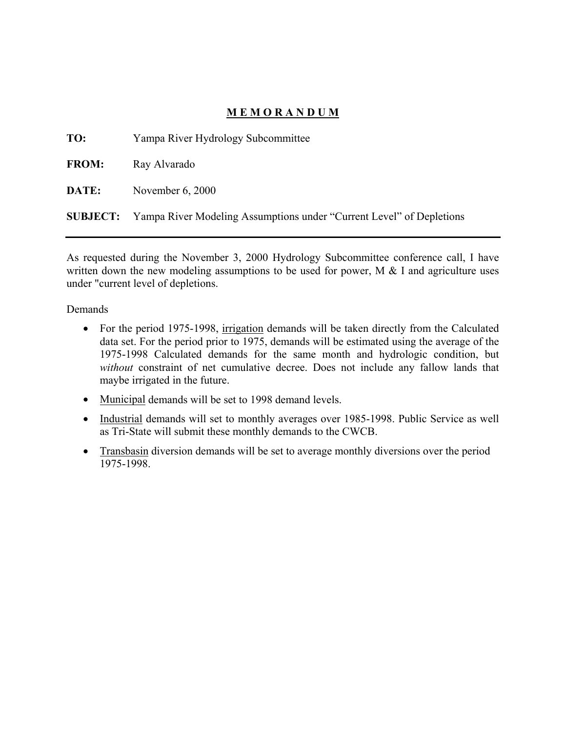# M E M O R A N D U M

**TO:** Yampa River Hydrology Subcommittee

**FROM:** Ray Alvarado

**DATE:** November 6, 2000

**SUBJECT:** Yampa River Modeling Assumptions under "Current Level" of Depletions

---

As requested during the November 3, 2000 Hydrology Subcommittee conference call, I have written down the new modeling assumptions to be used for power, M & I and agriculture uses under "current level of depletions.

Demands

- For the period 1975-1998, <u>irrigation</u> demands will be taken directly from the Calculated data set. For the period prior to 1975, demands will be estimated using the average of the 1975-1998 Calculated demands for the same month and hydrologic condition, but *without* constraint of net cumulative decree. Does not include any fallow lands that maybe irrigated in the future.
- <u>Municipal</u> demands will be set to 1998 demand levels.
- <u>Industrial</u> demands will set to monthly averages over 1985-1998. Public Service as well as Tri-State will submit these monthly demands to the CWCB.
- <u>Transbasin</u> diversion demands will be set to average monthly diversions over the period 1975-1998.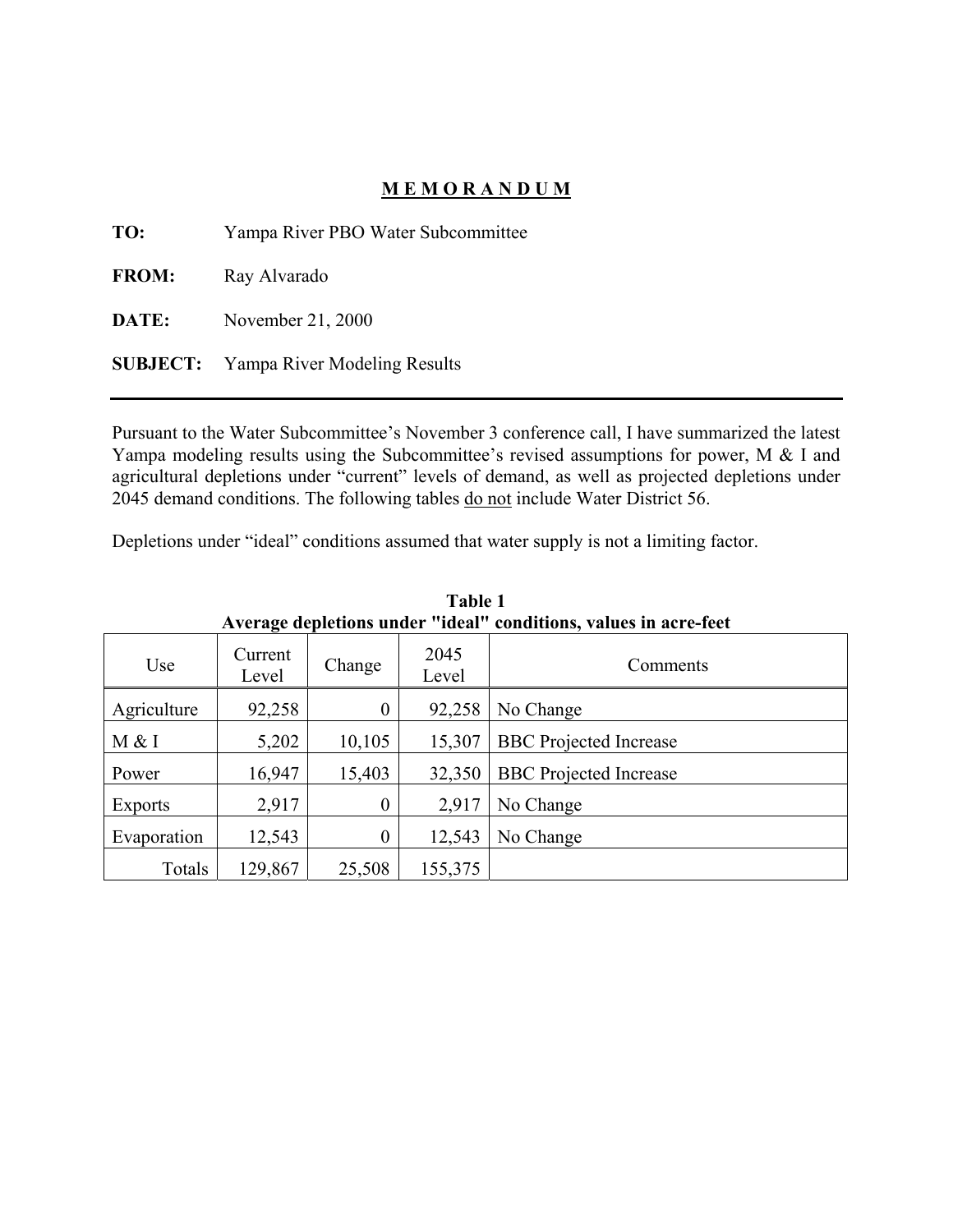# MEMORANDUM

**TO:** Yampa River PBO Water Subcommittee

**FROM:** Ray Alvarado

**DATE:** November 21, 2000

**SUBJECT:** Yampa River Modeling Results

---

Pursuant to the Water Subcommittee's November 3 conference call, I have summarized the latest Yampa modeling results using the Subcommittee's revised assumptions for power, M & I and agricultural depletions under "current" levels of demand, as well as projected depletions under 2045 demand conditions. The following tables do not include Water District 56.

Depletions under "ideal" conditions assumed that water supply is not a limiting factor.

**Table 1**
**Average depletions under "ideal" conditions, values in acre-feet**

| Use | Current Level | Change | 2045 Level | Comments |
|---|---|---|---|---|
| Agriculture | 92,258 | 0 | 92,258 | No Change |
| M & I | 5,202 | 10,105 | 15,307 | BBC Projected Increase |
| Power | 16,947 | 15,403 | 32,350 | BBC Projected Increase |
| Exports | 2,917 | 0 | 2,917 | No Change |
| Evaporation | 12,543 | 0 | 12,543 | No Change |
| Totals | 129,867 | 25,508 | 155,375 | |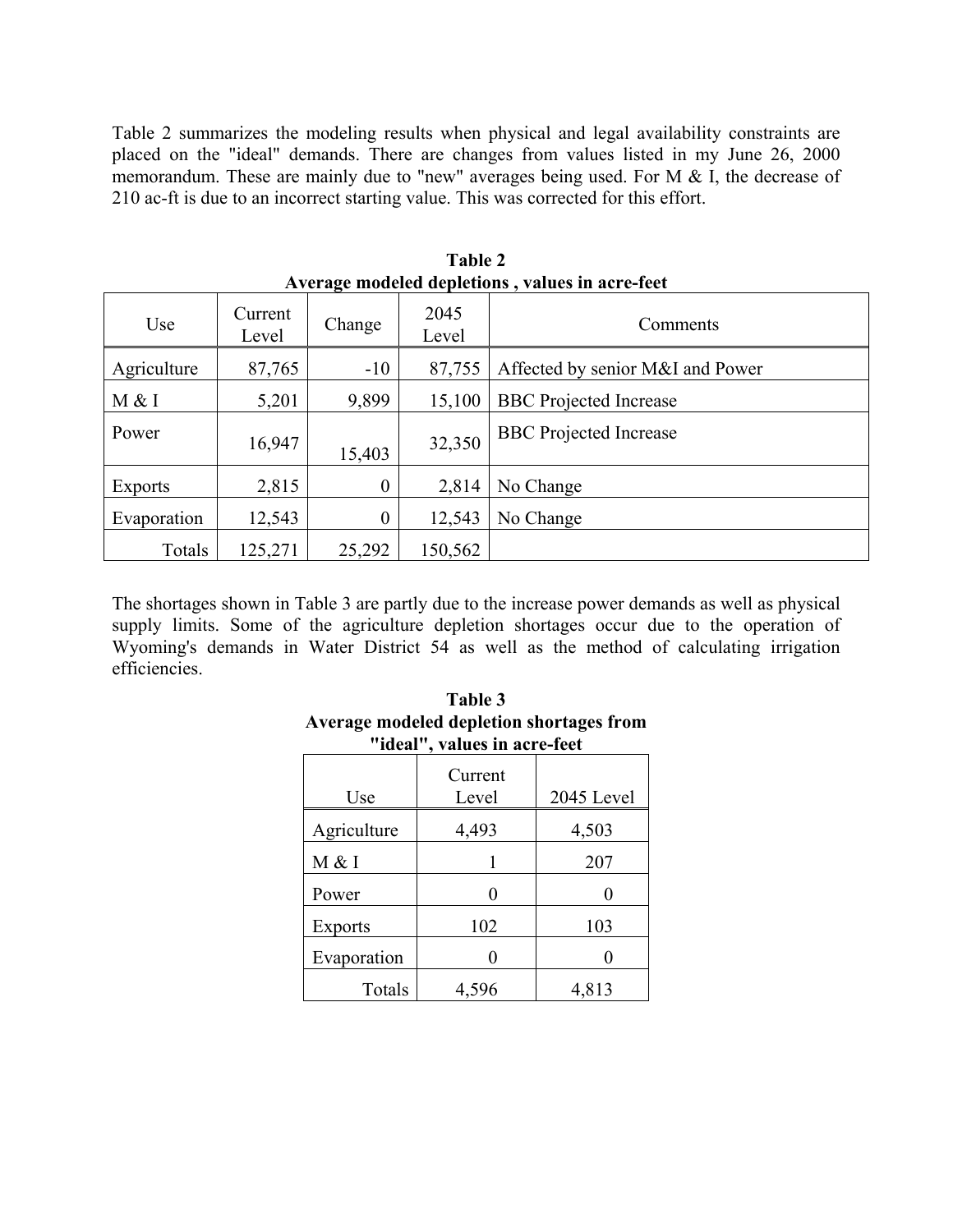Table 2 summarizes the modeling results when physical and legal availability constraints are placed on the "ideal" demands. There are changes from values listed in my June 26, 2000 memorandum. These are mainly due to "new" averages being used. For M & I, the decrease of 210 ac-ft is due to an incorrect starting value. This was corrected for this effort.

**Table 2**
**Average modeled depletions , values in acre-feet**

| Use | Current Level | Change | 2045 Level | Comments |
|---|---|---|---|---|
| Agriculture | 87,765 | -10 | 87,755 | Affected by senior M&I and Power |
| M & I | 5,201 | 9,899 | 15,100 | BBC Projected Increase |
| Power | 16,947 | 15,403 | 32,350 | BBC Projected Increase |
| Exports | 2,815 | 0 | 2,814 | No Change |
| Evaporation | 12,543 | 0 | 12,543 | No Change |
| Totals | 125,271 | 25,292 | 150,562 | |

The shortages shown in Table 3 are partly due to the increase power demands as well as physical supply limits. Some of the agriculture depletion shortages occur due to the operation of Wyoming's demands in Water District 54 as well as the method of calculating irrigation efficiencies.

**Table 3**
**Average modeled depletion shortages from "ideal", values in acre-feet**

| Use | Current Level | 2045 Level |
|---|---|---|
| Agriculture | 4,493 | 4,503 |
| M & I | 1 | 207 |
| Power | 0 | 0 |
| Exports | 102 | 103 |
| Evaporation | 0 | 0 |
| Totals | 4,596 | 4,813 |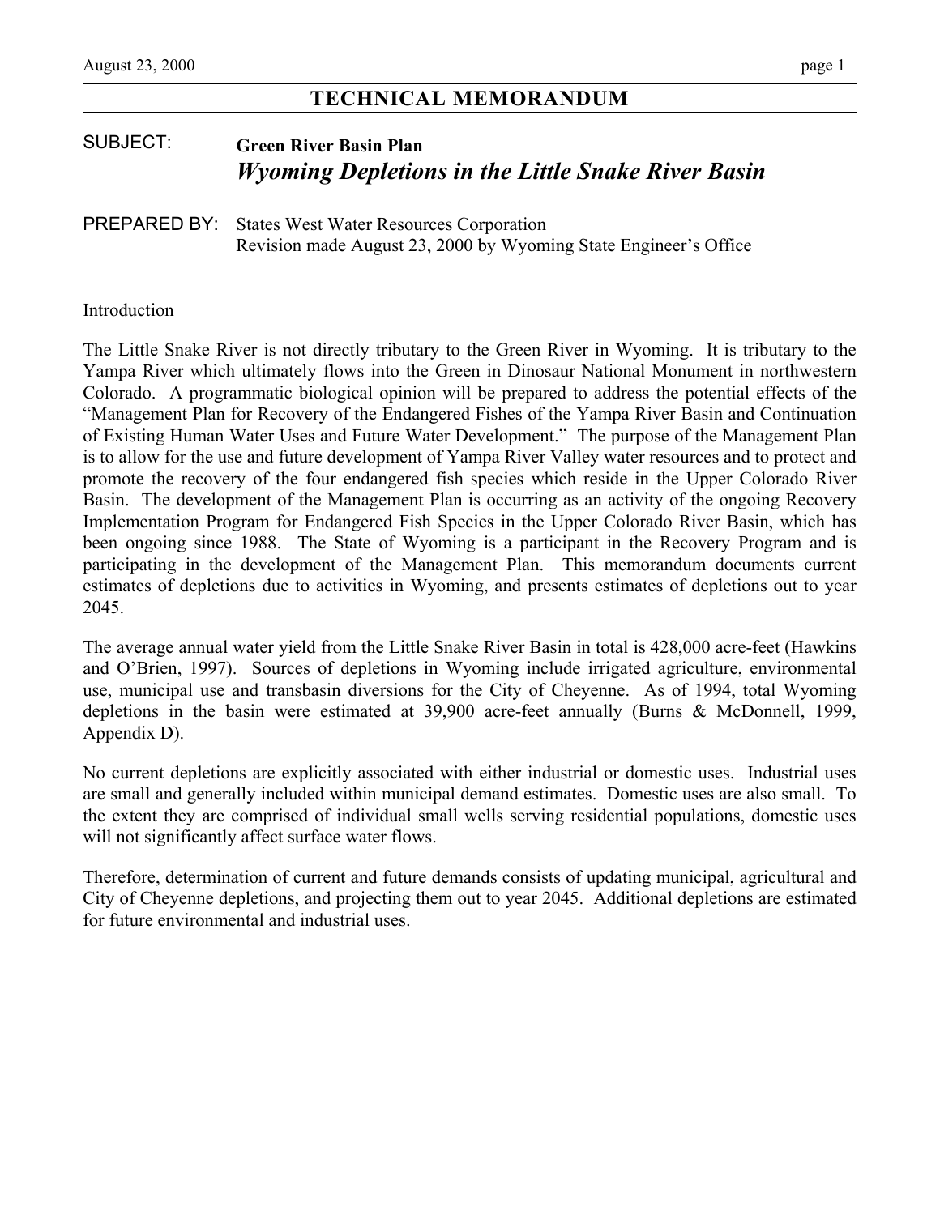# TECHNICAL MEMORANDUM

SUBJECT: **Green River Basin Plan**
***Wyoming Depletions in the Little Snake River Basin***

PREPARED BY: States West Water Resources Corporation
Revision made August 23, 2000 by Wyoming State Engineer's Office

## Introduction

The Little Snake River is not directly tributary to the Green River in Wyoming. It is tributary to the Yampa River which ultimately flows into the Green in Dinosaur National Monument in northwestern Colorado. A programmatic biological opinion will be prepared to address the potential effects of the "Management Plan for Recovery of the Endangered Fishes of the Yampa River Basin and Continuation of Existing Human Water Uses and Future Water Development." The purpose of the Management Plan is to allow for the use and future development of Yampa River Valley water resources and to protect and promote the recovery of the four endangered fish species which reside in the Upper Colorado River Basin. The development of the Management Plan is occurring as an activity of the ongoing Recovery Implementation Program for Endangered Fish Species in the Upper Colorado River Basin, which has been ongoing since 1988. The State of Wyoming is a participant in the Recovery Program and is participating in the development of the Management Plan. This memorandum documents current estimates of depletions due to activities in Wyoming, and presents estimates of depletions out to year 2045.

The average annual water yield from the Little Snake River Basin in total is 428,000 acre-feet (Hawkins and O'Brien, 1997). Sources of depletions in Wyoming include irrigated agriculture, environmental use, municipal use and transbasin diversions for the City of Cheyenne. As of 1994, total Wyoming depletions in the basin were estimated at 39,900 acre-feet annually (Burns & McDonnell, 1999, Appendix D).

No current depletions are explicitly associated with either industrial or domestic uses. Industrial uses are small and generally included within municipal demand estimates. Domestic uses are also small. To the extent they are comprised of individual small wells serving residential populations, domestic uses will not significantly affect surface water flows.

Therefore, determination of current and future demands consists of updating municipal, agricultural and City of Cheyenne depletions, and projecting them out to year 2045. Additional depletions are estimated for future environmental and industrial uses.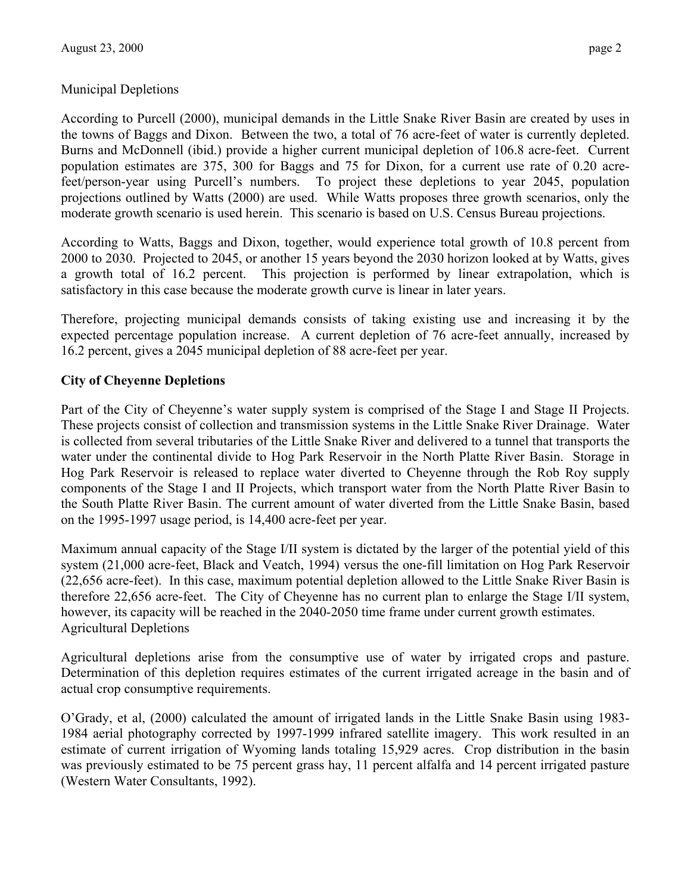Municipal Depletions

According to Purcell (2000), municipal demands in the Little Snake River Basin are created by uses in the towns of Baggs and Dixon. Between the two, a total of 76 acre-feet of water is currently depleted. Burns and McDonnell (ibid.) provide a higher current municipal depletion of 106.8 acre-feet. Current population estimates are 375, 300 for Baggs and 75 for Dixon, for a current use rate of 0.20 acre-feet/person-year using Purcell's numbers. To project these depletions to year 2045, population projections outlined by Watts (2000) are used. While Watts proposes three growth scenarios, only the moderate growth scenario is used herein. This scenario is based on U.S. Census Bureau projections.

According to Watts, Baggs and Dixon, together, would experience total growth of 10.8 percent from 2000 to 2030. Projected to 2045, or another 15 years beyond the 2030 horizon looked at by Watts, gives a growth total of 16.2 percent. This projection is performed by linear extrapolation, which is satisfactory in this case because the moderate growth curve is linear in later years.

Therefore, projecting municipal demands consists of taking existing use and increasing it by the expected percentage population increase. A current depletion of 76 acre-feet annually, increased by 16.2 percent, gives a 2045 municipal depletion of 88 acre-feet per year.

**City of Cheyenne Depletions**

Part of the City of Cheyenne's water supply system is comprised of the Stage I and Stage II Projects. These projects consist of collection and transmission systems in the Little Snake River Drainage. Water is collected from several tributaries of the Little Snake River and delivered to a tunnel that transports the water under the continental divide to Hog Park Reservoir in the North Platte River Basin. Storage in Hog Park Reservoir is released to replace water diverted to Cheyenne through the Rob Roy supply components of the Stage I and II Projects, which transport water from the North Platte River Basin to the South Platte River Basin. The current amount of water diverted from the Little Snake Basin, based on the 1995-1997 usage period, is 14,400 acre-feet per year.

Maximum annual capacity of the Stage I/II system is dictated by the larger of the potential yield of this system (21,000 acre-feet, Black and Veatch, 1994) versus the one-fill limitation on Hog Park Reservoir (22,656 acre-feet). In this case, maximum potential depletion allowed to the Little Snake River Basin is therefore 22,656 acre-feet. The City of Cheyenne has no current plan to enlarge the Stage I/II system, however, its capacity will be reached in the 2040-2050 time frame under current growth estimates.

Agricultural Depletions

Agricultural depletions arise from the consumptive use of water by irrigated crops and pasture. Determination of this depletion requires estimates of the current irrigated acreage in the basin and of actual crop consumptive requirements.

O'Grady, et al, (2000) calculated the amount of irrigated lands in the Little Snake Basin using 1983-1984 aerial photography corrected by 1997-1999 infrared satellite imagery. This work resulted in an estimate of current irrigation of Wyoming lands totaling 15,929 acres. Crop distribution in the basin was previously estimated to be 75 percent grass hay, 11 percent alfalfa and 14 percent irrigated pasture (Western Water Consultants, 1992).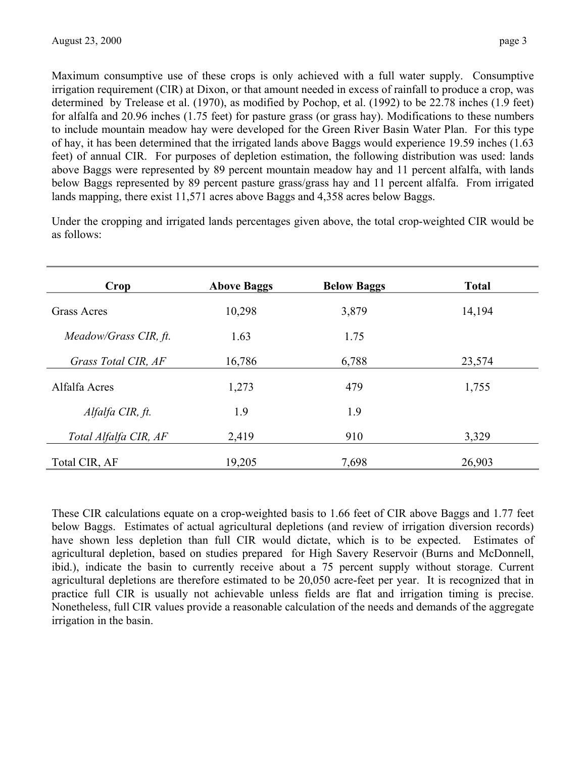Maximum consumptive use of these crops is only achieved with a full water supply. Consumptive irrigation requirement (CIR) at Dixon, or that amount needed in excess of rainfall to produce a crop, was determined by Trelease et al. (1970), as modified by Pochop, et al. (1992) to be 22.78 inches (1.9 feet) for alfalfa and 20.96 inches (1.75 feet) for pasture grass (or grass hay). Modifications to these numbers to include mountain meadow hay were developed for the Green River Basin Water Plan. For this type of hay, it has been determined that the irrigated lands above Baggs would experience 19.59 inches (1.63 feet) of annual CIR. For purposes of depletion estimation, the following distribution was used: lands above Baggs were represented by 89 percent mountain meadow hay and 11 percent alfalfa, with lands below Baggs represented by 89 percent pasture grass/grass hay and 11 percent alfalfa. From irrigated lands mapping, there exist 11,571 acres above Baggs and 4,358 acres below Baggs.

Under the cropping and irrigated lands percentages given above, the total crop-weighted CIR would be as follows:

| Crop | Above Baggs | Below Baggs | Total |
|---|---|---|---|
| Grass Acres | 10,298 | 3,879 | 14,194 |
| *Meadow/Grass CIR, ft.* | 1.63 | 1.75 | |
| *Grass Total CIR, AF* | 16,786 | 6,788 | 23,574 |
| Alfalfa Acres | 1,273 | 479 | 1,755 |
| *Alfalfa CIR, ft.* | 1.9 | 1.9 | |
| *Total Alfalfa CIR, AF* | 2,419 | 910 | 3,329 |
| Total CIR, AF | 19,205 | 7,698 | 26,903 |

These CIR calculations equate on a crop-weighted basis to 1.66 feet of CIR above Baggs and 1.77 feet below Baggs. Estimates of actual agricultural depletions (and review of irrigation diversion records) have shown less depletion than full CIR would dictate, which is to be expected. Estimates of agricultural depletion, based on studies prepared for High Savery Reservoir (Burns and McDonnell, ibid.), indicate the basin to currently receive about a 75 percent supply without storage. Current agricultural depletions are therefore estimated to be 20,050 acre-feet per year. It is recognized that in practice full CIR is usually not achievable unless fields are flat and irrigation timing is precise. Nonetheless, full CIR values provide a reasonable calculation of the needs and demands of the aggregate irrigation in the basin.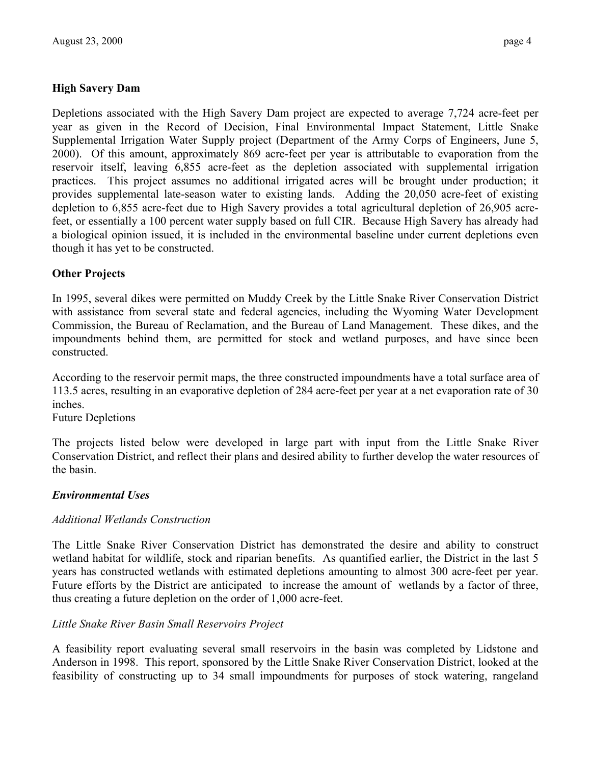**High Savery Dam**

Depletions associated with the High Savery Dam project are expected to average 7,724 acre-feet per year as given in the Record of Decision, Final Environmental Impact Statement, Little Snake Supplemental Irrigation Water Supply project (Department of the Army Corps of Engineers, June 5, 2000). Of this amount, approximately 869 acre-feet per year is attributable to evaporation from the reservoir itself, leaving 6,855 acre-feet as the depletion associated with supplemental irrigation practices. This project assumes no additional irrigated acres will be brought under production; it provides supplemental late-season water to existing lands. Adding the 20,050 acre-feet of existing depletion to 6,855 acre-feet due to High Savery provides a total agricultural depletion of 26,905 acre-feet, or essentially a 100 percent water supply based on full CIR. Because High Savery has already had a biological opinion issued, it is included in the environmental baseline under current depletions even though it has yet to be constructed.

**Other Projects**

In 1995, several dikes were permitted on Muddy Creek by the Little Snake River Conservation District with assistance from several state and federal agencies, including the Wyoming Water Development Commission, the Bureau of Reclamation, and the Bureau of Land Management. These dikes, and the impoundments behind them, are permitted for stock and wetland purposes, and have since been constructed.

According to the reservoir permit maps, the three constructed impoundments have a total surface area of 113.5 acres, resulting in an evaporative depletion of 284 acre-feet per year at a net evaporation rate of 30 inches.

Future Depletions

The projects listed below were developed in large part with input from the Little Snake River Conservation District, and reflect their plans and desired ability to further develop the water resources of the basin.

***Environmental Uses***

*Additional Wetlands Construction*

The Little Snake River Conservation District has demonstrated the desire and ability to construct wetland habitat for wildlife, stock and riparian benefits. As quantified earlier, the District in the last 5 years has constructed wetlands with estimated depletions amounting to almost 300 acre-feet per year. Future efforts by the District are anticipated to increase the amount of wetlands by a factor of three, thus creating a future depletion on the order of 1,000 acre-feet.

*Little Snake River Basin Small Reservoirs Project*

A feasibility report evaluating several small reservoirs in the basin was completed by Lidstone and Anderson in 1998. This report, sponsored by the Little Snake River Conservation District, looked at the feasibility of constructing up to 34 small impoundments for purposes of stock watering, rangeland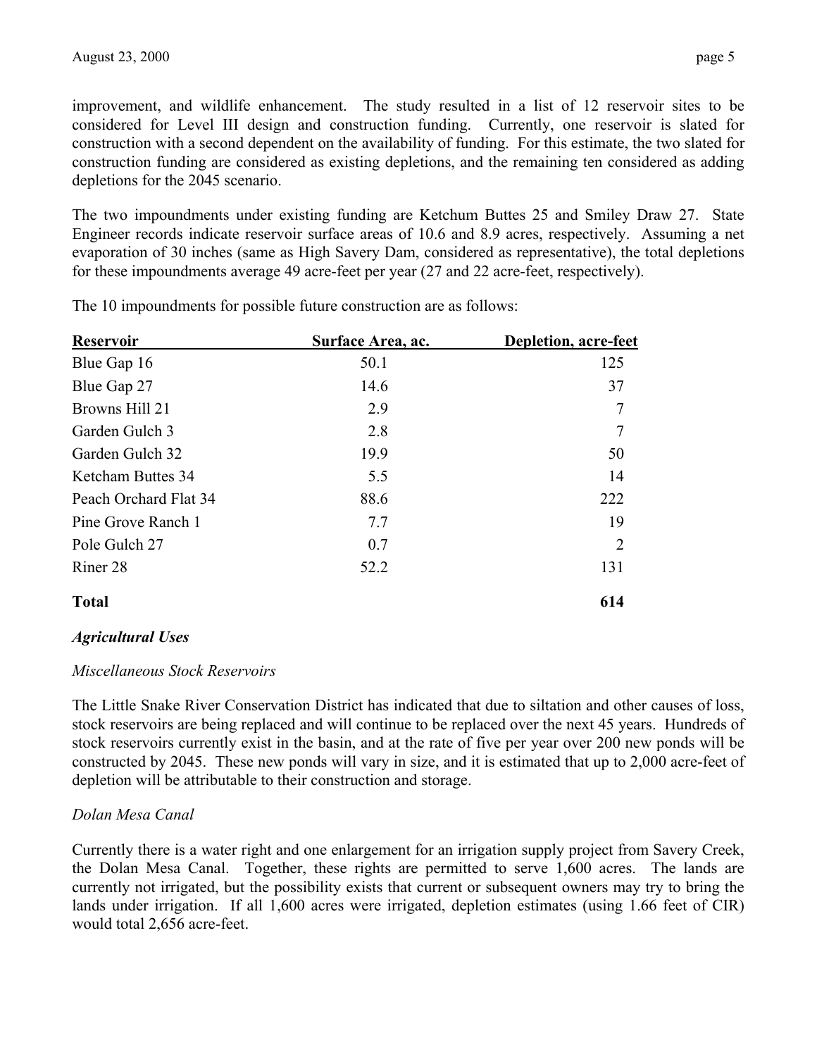improvement, and wildlife enhancement. The study resulted in a list of 12 reservoir sites to be considered for Level III design and construction funding. Currently, one reservoir is slated for construction with a second dependent on the availability of funding. For this estimate, the two slated for construction funding are considered as existing depletions, and the remaining ten considered as adding depletions for the 2045 scenario.

The two impoundments under existing funding are Ketchum Buttes 25 and Smiley Draw 27. State Engineer records indicate reservoir surface areas of 10.6 and 8.9 acres, respectively. Assuming a net evaporation of 30 inches (same as High Savery Dam, considered as representative), the total depletions for these impoundments average 49 acre-feet per year (27 and 22 acre-feet, respectively).

The 10 impoundments for possible future construction are as follows:

| Reservoir | Surface Area, ac. | Depletion, acre-feet |
|---|---|---|
| Blue Gap 16 | 50.1 | 125 |
| Blue Gap 27 | 14.6 | 37 |
| Browns Hill 21 | 2.9 | 7 |
| Garden Gulch 3 | 2.8 | 7 |
| Garden Gulch 32 | 19.9 | 50 |
| Ketcham Buttes 34 | 5.5 | 14 |
| Peach Orchard Flat 34 | 88.6 | 222 |
| Pine Grove Ranch 1 | 7.7 | 19 |
| Pole Gulch 27 | 0.7 | 2 |
| Riner 28 | 52.2 | 131 |
| **Total** | | **614** |

***Agricultural Uses***

*Miscellaneous Stock Reservoirs*

The Little Snake River Conservation District has indicated that due to siltation and other causes of loss, stock reservoirs are being replaced and will continue to be replaced over the next 45 years. Hundreds of stock reservoirs currently exist in the basin, and at the rate of five per year over 200 new ponds will be constructed by 2045. These new ponds will vary in size, and it is estimated that up to 2,000 acre-feet of depletion will be attributable to their construction and storage.

*Dolan Mesa Canal*

Currently there is a water right and one enlargement for an irrigation supply project from Savery Creek, the Dolan Mesa Canal. Together, these rights are permitted to serve 1,600 acres. The lands are currently not irrigated, but the possibility exists that current or subsequent owners may try to bring the lands under irrigation. If all 1,600 acres were irrigated, depletion estimates (using 1.66 feet of CIR) would total 2,656 acre-feet.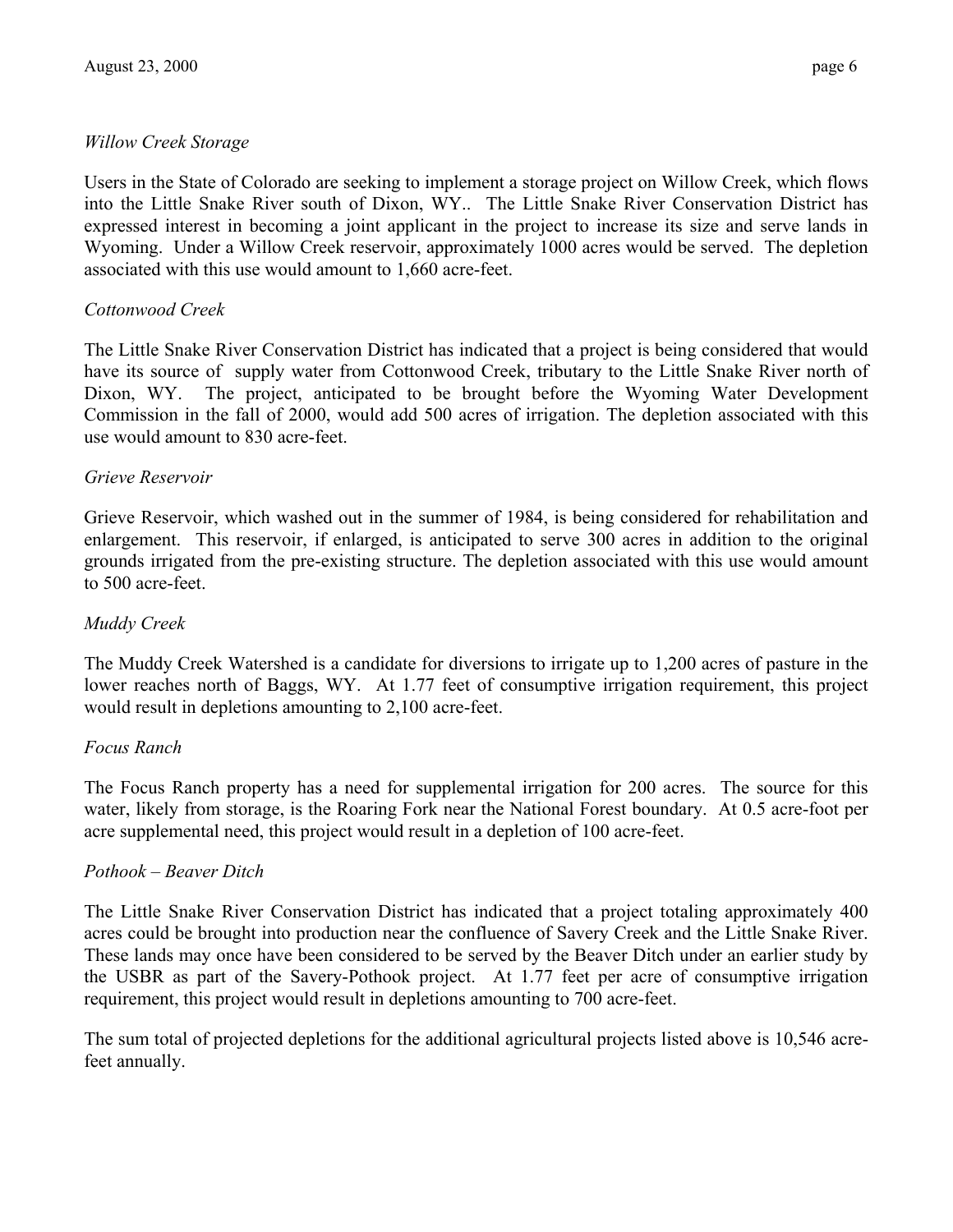*Willow Creek Storage*

Users in the State of Colorado are seeking to implement a storage project on Willow Creek, which flows into the Little Snake River south of Dixon, WY.. The Little Snake River Conservation District has expressed interest in becoming a joint applicant in the project to increase its size and serve lands in Wyoming. Under a Willow Creek reservoir, approximately 1000 acres would be served. The depletion associated with this use would amount to 1,660 acre-feet.

*Cottonwood Creek*

The Little Snake River Conservation District has indicated that a project is being considered that would have its source of supply water from Cottonwood Creek, tributary to the Little Snake River north of Dixon, WY. The project, anticipated to be brought before the Wyoming Water Development Commission in the fall of 2000, would add 500 acres of irrigation. The depletion associated with this use would amount to 830 acre-feet.

*Grieve Reservoir*

Grieve Reservoir, which washed out in the summer of 1984, is being considered for rehabilitation and enlargement. This reservoir, if enlarged, is anticipated to serve 300 acres in addition to the original grounds irrigated from the pre-existing structure. The depletion associated with this use would amount to 500 acre-feet.

*Muddy Creek*

The Muddy Creek Watershed is a candidate for diversions to irrigate up to 1,200 acres of pasture in the lower reaches north of Baggs, WY. At 1.77 feet of consumptive irrigation requirement, this project would result in depletions amounting to 2,100 acre-feet.

*Focus Ranch*

The Focus Ranch property has a need for supplemental irrigation for 200 acres. The source for this water, likely from storage, is the Roaring Fork near the National Forest boundary. At 0.5 acre-foot per acre supplemental need, this project would result in a depletion of 100 acre-feet.

*Pothook – Beaver Ditch*

The Little Snake River Conservation District has indicated that a project totaling approximately 400 acres could be brought into production near the confluence of Savery Creek and the Little Snake River. These lands may once have been considered to be served by the Beaver Ditch under an earlier study by the USBR as part of the Savery-Pothook project. At 1.77 feet per acre of consumptive irrigation requirement, this project would result in depletions amounting to 700 acre-feet.

The sum total of projected depletions for the additional agricultural projects listed above is 10,546 acre-feet annually.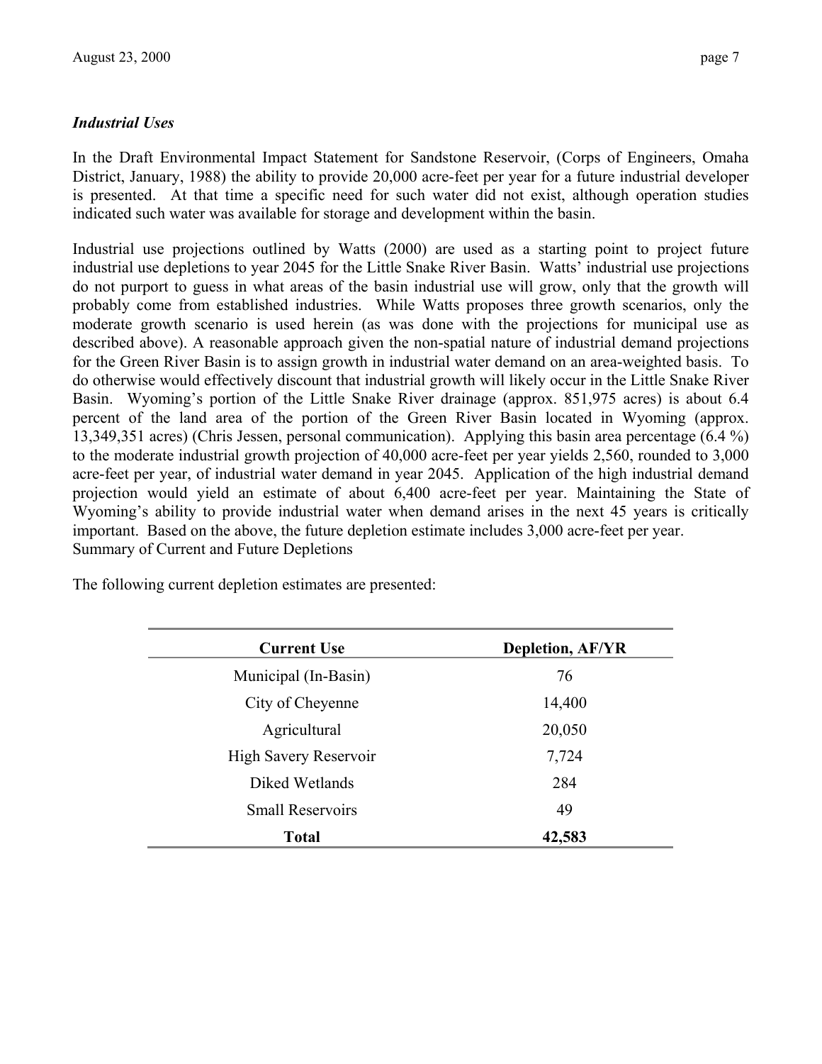### *Industrial Uses*

In the Draft Environmental Impact Statement for Sandstone Reservoir, (Corps of Engineers, Omaha District, January, 1988) the ability to provide 20,000 acre-feet per year for a future industrial developer is presented. At that time a specific need for such water did not exist, although operation studies indicated such water was available for storage and development within the basin.

Industrial use projections outlined by Watts (2000) are used as a starting point to project future industrial use depletions to year 2045 for the Little Snake River Basin. Watts' industrial use projections do not purport to guess in what areas of the basin industrial use will grow, only that the growth will probably come from established industries. While Watts proposes three growth scenarios, only the moderate growth scenario is used herein (as was done with the projections for municipal use as described above). A reasonable approach given the non-spatial nature of industrial demand projections for the Green River Basin is to assign growth in industrial water demand on an area-weighted basis. To do otherwise would effectively discount that industrial growth will likely occur in the Little Snake River Basin. Wyoming's portion of the Little Snake River drainage (approx. 851,975 acres) is about 6.4 percent of the land area of the portion of the Green River Basin located in Wyoming (approx. 13,349,351 acres) (Chris Jessen, personal communication). Applying this basin area percentage (6.4 %) to the moderate industrial growth projection of 40,000 acre-feet per year yields 2,560, rounded to 3,000 acre-feet per year, of industrial water demand in year 2045. Application of the high industrial demand projection would yield an estimate of about 6,400 acre-feet per year. Maintaining the State of Wyoming's ability to provide industrial water when demand arises in the next 45 years is critically important. Based on the above, the future depletion estimate includes 3,000 acre-feet per year.

Summary of Current and Future Depletions

The following current depletion estimates are presented:

| Current Use | Depletion, AF/YR |
|---|---|
| Municipal (In-Basin) | 76 |
| City of Cheyenne | 14,400 |
| Agricultural | 20,050 |
| High Savery Reservoir | 7,724 |
| Diked Wetlands | 284 |
| Small Reservoirs | 49 |
| **Total** | **42,583** |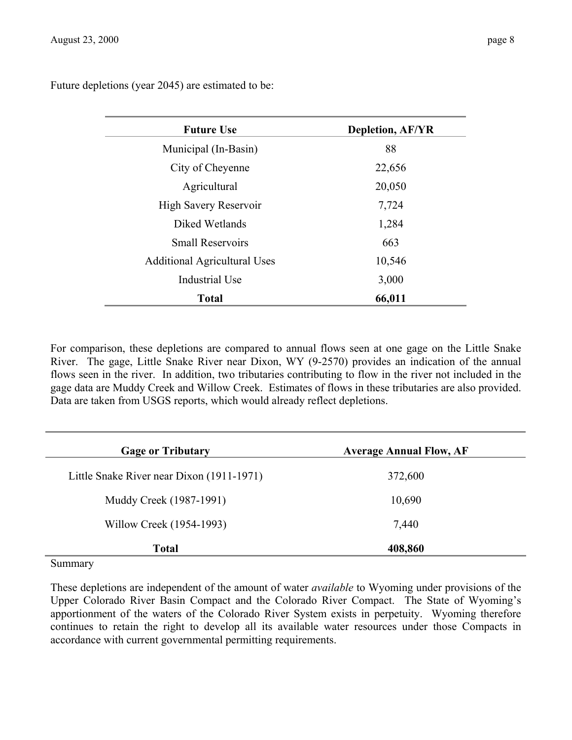Future depletions (year 2045) are estimated to be:

| Future Use | Depletion, AF/YR |
| --- | --- |
| Municipal (In-Basin) | 88 |
| City of Cheyenne | 22,656 |
| Agricultural | 20,050 |
| High Savery Reservoir | 7,724 |
| Diked Wetlands | 1,284 |
| Small Reservoirs | 663 |
| Additional Agricultural Uses | 10,546 |
| Industrial Use | 3,000 |
| **Total** | **66,011** |

For comparison, these depletions are compared to annual flows seen at one gage on the Little Snake River. The gage, Little Snake River near Dixon, WY (9-2570) provides an indication of the annual flows seen in the river. In addition, two tributaries contributing to flow in the river not included in the gage data are Muddy Creek and Willow Creek. Estimates of flows in these tributaries are also provided. Data are taken from USGS reports, which would already reflect depletions.

| Gage or Tributary | Average Annual Flow, AF |
| --- | --- |
| Little Snake River near Dixon (1911-1971) | 372,600 |
| Muddy Creek (1987-1991) | 10,690 |
| Willow Creek (1954-1993) | 7,440 |
| **Total** | **408,860** |

Summary

These depletions are independent of the amount of water *available* to Wyoming under provisions of the Upper Colorado River Basin Compact and the Colorado River Compact. The State of Wyoming's apportionment of the waters of the Colorado River System exists in perpetuity. Wyoming therefore continues to retain the right to develop all its available water resources under those Compacts in accordance with current governmental permitting requirements.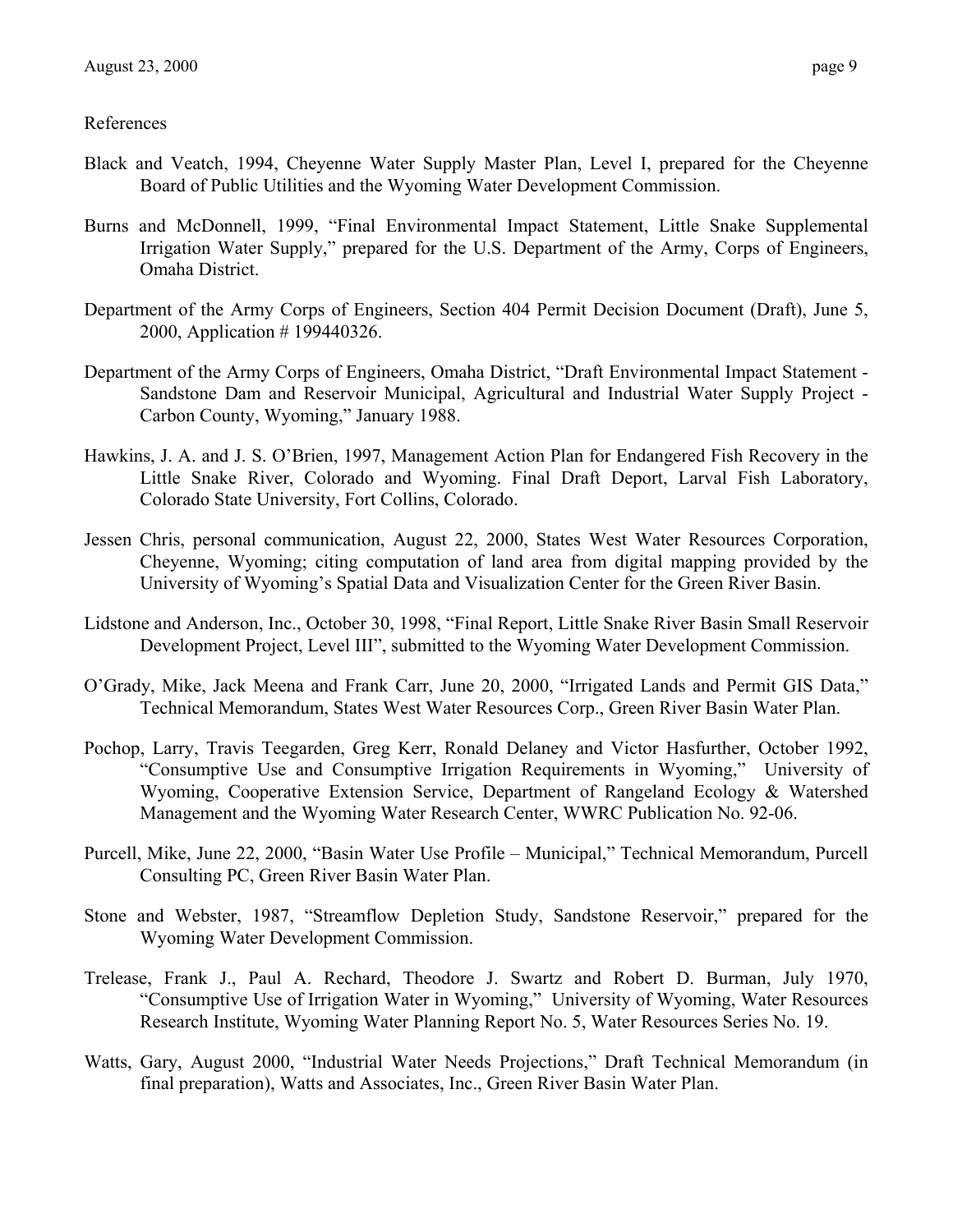References

Black and Veatch, 1994, Cheyenne Water Supply Master Plan, Level I, prepared for the Cheyenne Board of Public Utilities and the Wyoming Water Development Commission.

Burns and McDonnell, 1999, "Final Environmental Impact Statement, Little Snake Supplemental Irrigation Water Supply," prepared for the U.S. Department of the Army, Corps of Engineers, Omaha District.

Department of the Army Corps of Engineers, Section 404 Permit Decision Document (Draft), June 5, 2000, Application # 199440326.

Department of the Army Corps of Engineers, Omaha District, "Draft Environmental Impact Statement - Sandstone Dam and Reservoir Municipal, Agricultural and Industrial Water Supply Project - Carbon County, Wyoming," January 1988.

Hawkins, J. A. and J. S. O'Brien, 1997, Management Action Plan for Endangered Fish Recovery in the Little Snake River, Colorado and Wyoming. Final Draft Deport, Larval Fish Laboratory, Colorado State University, Fort Collins, Colorado.

Jessen Chris, personal communication, August 22, 2000, States West Water Resources Corporation, Cheyenne, Wyoming; citing computation of land area from digital mapping provided by the University of Wyoming's Spatial Data and Visualization Center for the Green River Basin.

Lidstone and Anderson, Inc., October 30, 1998, "Final Report, Little Snake River Basin Small Reservoir Development Project, Level III", submitted to the Wyoming Water Development Commission.

O'Grady, Mike, Jack Meena and Frank Carr, June 20, 2000, "Irrigated Lands and Permit GIS Data," Technical Memorandum, States West Water Resources Corp., Green River Basin Water Plan.

Pochop, Larry, Travis Teegarden, Greg Kerr, Ronald Delaney and Victor Hasfurther, October 1992, "Consumptive Use and Consumptive Irrigation Requirements in Wyoming," University of Wyoming, Cooperative Extension Service, Department of Rangeland Ecology & Watershed Management and the Wyoming Water Research Center, WWRC Publication No. 92-06.

Purcell, Mike, June 22, 2000, "Basin Water Use Profile – Municipal," Technical Memorandum, Purcell Consulting PC, Green River Basin Water Plan.

Stone and Webster, 1987, "Streamflow Depletion Study, Sandstone Reservoir," prepared for the Wyoming Water Development Commission.

Trelease, Frank J., Paul A. Rechard, Theodore J. Swartz and Robert D. Burman, July 1970, "Consumptive Use of Irrigation Water in Wyoming," University of Wyoming, Water Resources Research Institute, Wyoming Water Planning Report No. 5, Water Resources Series No. 19.

Watts, Gary, August 2000, "Industrial Water Needs Projections," Draft Technical Memorandum (in final preparation), Watts and Associates, Inc., Green River Basin Water Plan.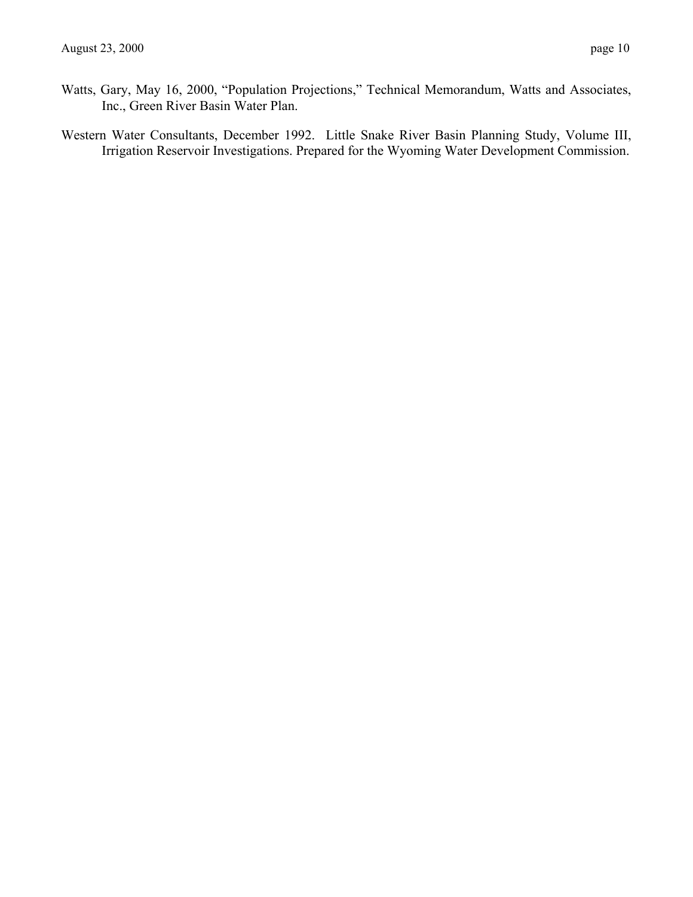Watts, Gary, May 16, 2000, “Population Projections,” Technical Memorandum, Watts and Associates, Inc., Green River Basin Water Plan.

Western Water Consultants, December 1992. Little Snake River Basin Planning Study, Volume III, Irrigation Reservoir Investigations. Prepared for the Wyoming Water Development Commission.